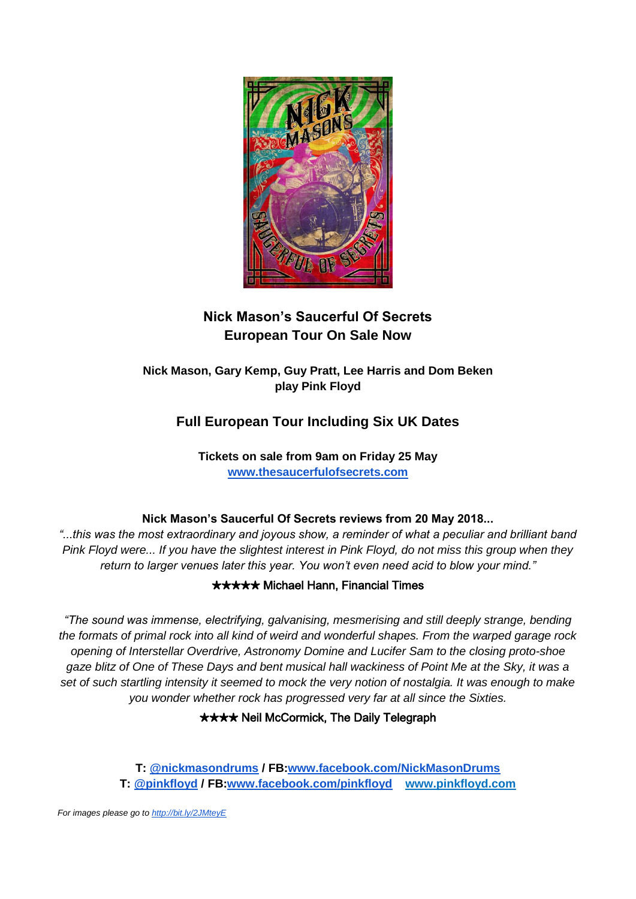## Nick Mason's Saucerful Of Secrets
## European Tour On Sale Now

**Nick Mason, Gary Kemp, Guy Pratt, Lee Harris and Dom Beken play Pink Floyd**

## Full European Tour Including Six UK Dates

**Tickets on sale from 9am on Friday 25 May**
**www.thesaucerfulofsecrets.com**

**Nick Mason's Saucerful Of Secrets reviews from 20 May 2018...**

*"...this was the most extraordinary and joyous show, a reminder of what a peculiar and brilliant band Pink Floyd were... If you have the slightest interest in Pink Floyd, do not miss this group when they return to larger venues later this year. You won't even need acid to blow your mind."*

★★★★★ Michael Hann, Financial Times

*"The sound was immense, electrifying, galvanising, mesmerising and still deeply strange, bending the formats of primal rock into all kind of weird and wonderful shapes. From the warped garage rock opening of Interstellar Overdrive, Astronomy Domine and Lucifer Sam to the closing proto-shoe gaze blitz of One of These Days and bent musical hall wackiness of Point Me at the Sky, it was a set of such startling intensity it seemed to mock the very notion of nostalgia. It was enough to make you wonder whether rock has progressed very far at all since the Sixties.*

★★★★ Neil McCormick, The Daily Telegraph

**T: @nickmasondrums / FB:www.facebook.com/NickMasonDrums**
**T: @pinkfloyd / FB:www.facebook.com/pinkfloyd www.pinkfloyd.com**

*For images please go to http://bit.ly/2JMteyE*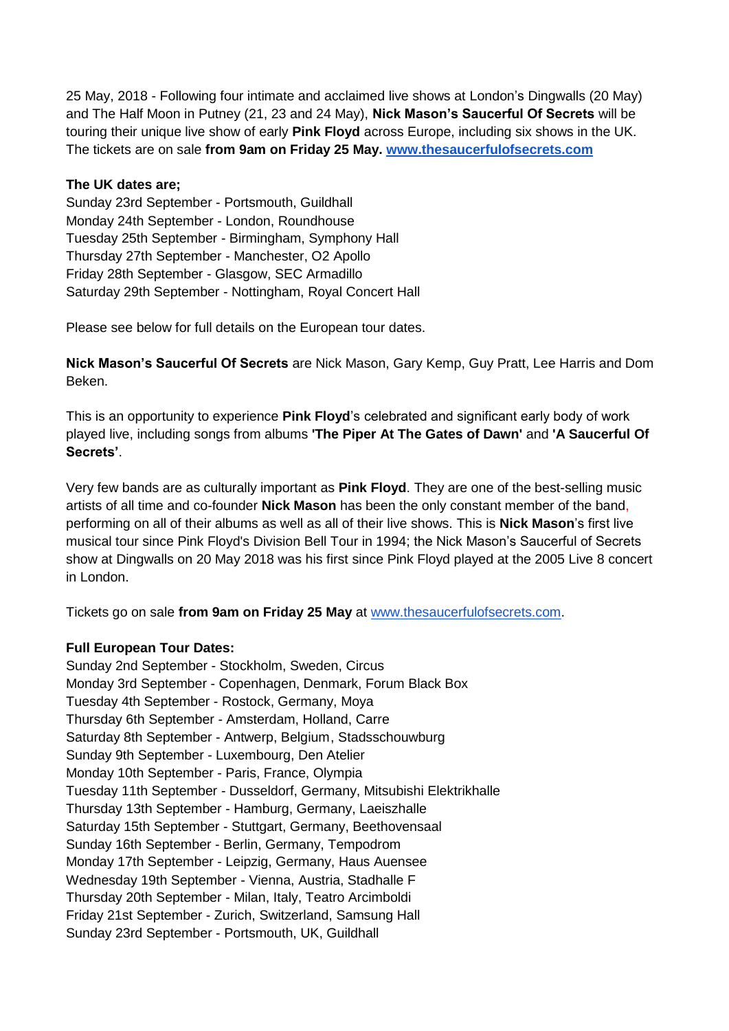25 May, 2018 - Following four intimate and acclaimed live shows at London's Dingwalls (20 May) and The Half Moon in Putney (21, 23 and 24 May), **Nick Mason's Saucerful Of Secrets** will be touring their unique live show of early **Pink Floyd** across Europe, including six shows in the UK. The tickets are on sale **from 9am on Friday 25 May.** **[www.thesaucerfulofsecrets.com](http://www.thesaucerfulofsecrets.com)**

**The UK dates are;**

Sunday 23rd September - Portsmouth, Guildhall
Monday 24th September - London, Roundhouse
Tuesday 25th September - Birmingham, Symphony Hall
Thursday 27th September - Manchester, O2 Apollo
Friday 28th September - Glasgow, SEC Armadillo
Saturday 29th September - Nottingham, Royal Concert Hall

Please see below for full details on the European tour dates.

**Nick Mason's Saucerful Of Secrets** are Nick Mason, Gary Kemp, Guy Pratt, Lee Harris and Dom Beken.

This is an opportunity to experience **Pink Floyd**'s celebrated and significant early body of work played live, including songs from albums **'The Piper At The Gates of Dawn'** and **'A Saucerful Of Secrets'**.

Very few bands are as culturally important as **Pink Floyd**. They are one of the best-selling music artists of all time and co-founder **Nick Mason** has been the only constant member of the band, performing on all of their albums as well as all of their live shows. This is **Nick Mason**'s first live musical tour since Pink Floyd's Division Bell Tour in 1994; the Nick Mason's Saucerful of Secrets show at Dingwalls on 20 May 2018 was his first since Pink Floyd played at the 2005 Live 8 concert in London.

Tickets go on sale **from 9am on Friday 25 May** at [www.thesaucerfulofsecrets.com](http://www.thesaucerfulofsecrets.com).

**Full European Tour Dates:**

Sunday 2nd September - Stockholm, Sweden, Circus
Monday 3rd September - Copenhagen, Denmark, Forum Black Box
Tuesday 4th September - Rostock, Germany, Moya
Thursday 6th September - Amsterdam, Holland, Carre
Saturday 8th September - Antwerp, Belgium, Stadsschouwburg
Sunday 9th September - Luxembourg, Den Atelier
Monday 10th September - Paris, France, Olympia
Tuesday 11th September - Dusseldorf, Germany, Mitsubishi Elektrikhalle
Thursday 13th September - Hamburg, Germany, Laeiszhalle
Saturday 15th September - Stuttgart, Germany, Beethovensaal
Sunday 16th September - Berlin, Germany, Tempodrom
Monday 17th September - Leipzig, Germany, Haus Auensee
Wednesday 19th September - Vienna, Austria, Stadhalle F
Thursday 20th September - Milan, Italy, Teatro Arcimboldi
Friday 21st September - Zurich, Switzerland, Samsung Hall
Sunday 23rd September - Portsmouth, UK, Guildhall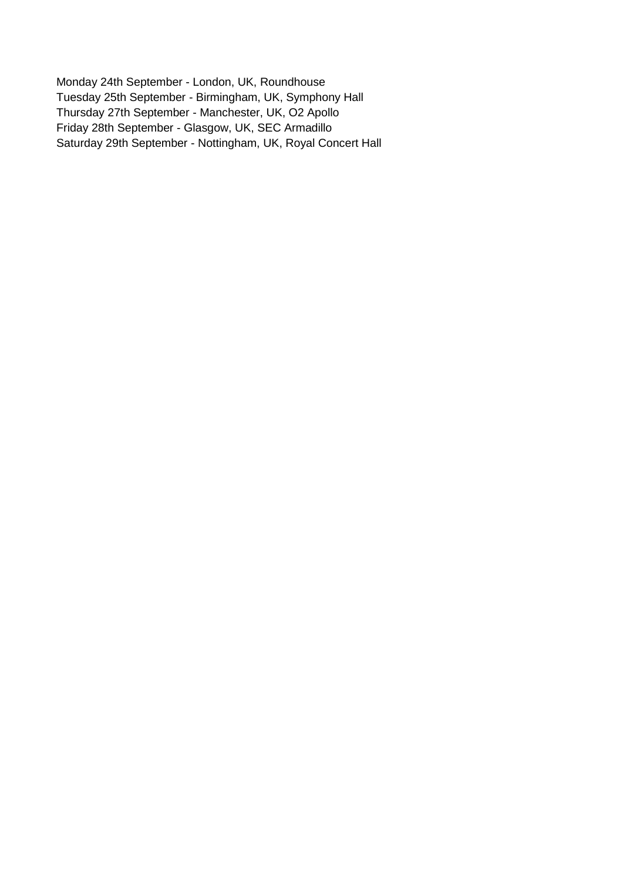Monday 24th September - London, UK, Roundhouse
Tuesday 25th September - Birmingham, UK, Symphony Hall
Thursday 27th September - Manchester, UK, O2 Apollo
Friday 28th September - Glasgow, UK, SEC Armadillo
Saturday 29th September - Nottingham, UK, Royal Concert Hall